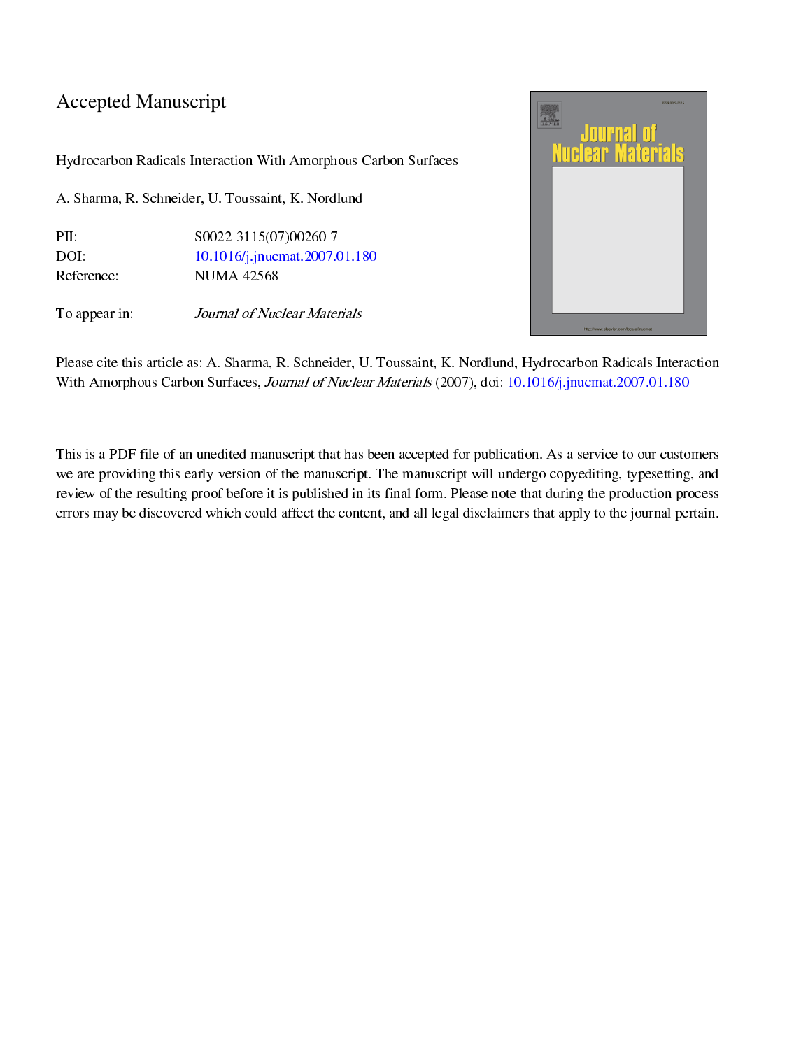# Accepted Manuscript

Hydrocarbon Radicals Interaction With Amorphous Carbon Surfaces

A. Sharma, R. Schneider, U. Toussaint, K. Nordlund

| | |
|---|---|
| PII: | S0022-3115(07)00260-7 |
| DOI: | 10.1016/j.jnucmat.2007.01.180 |
| Reference: | NUMA 42568 |
| To appear in: | *Journal of Nuclear Materials* |

Please cite this article as: A. Sharma, R. Schneider, U. Toussaint, K. Nordlund, Hydrocarbon Radicals Interaction With Amorphous Carbon Surfaces, *Journal of Nuclear Materials* (2007), doi: 10.1016/j.jnucmat.2007.01.180

This is a PDF file of an unedited manuscript that has been accepted for publication. As a service to our customers we are providing this early version of the manuscript. The manuscript will undergo copyediting, typesetting, and review of the resulting proof before it is published in its final form. Please note that during the production process errors may be discovered which could affect the content, and all legal disclaimers that apply to the journal pertain.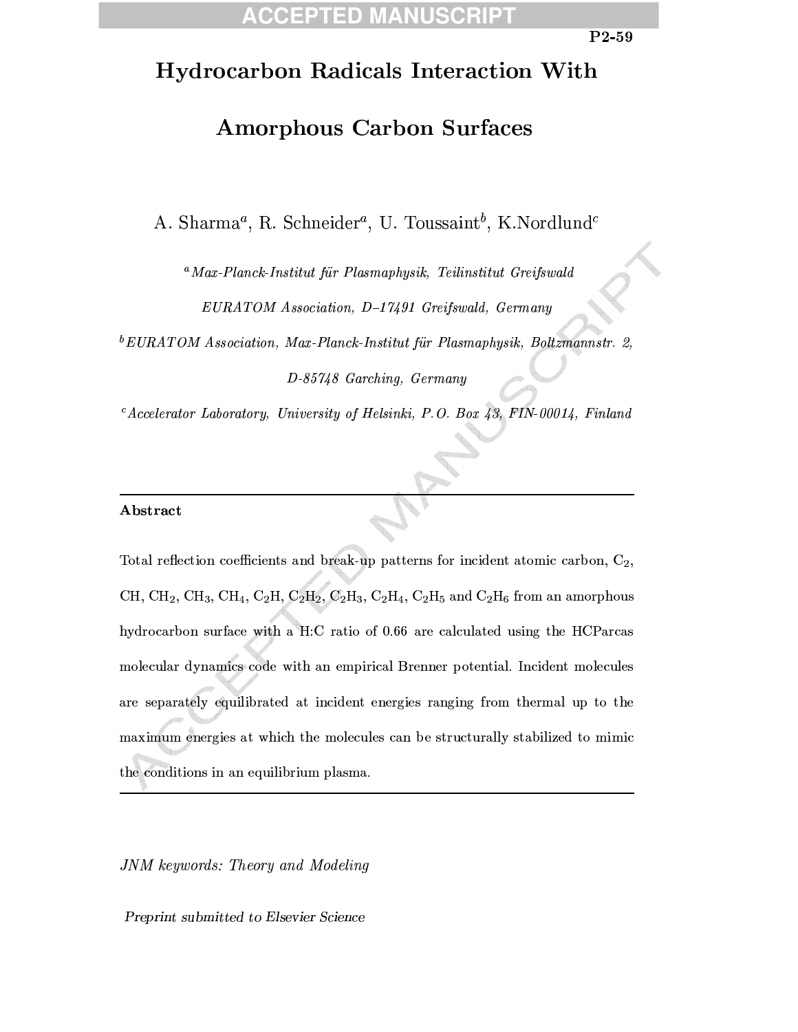P2-59

# Hydrocarbon Radicals Interaction With Amorphous Carbon Surfaces

A. Sharma[a], R. Schneider[a], U. Toussaint[b], K.Nordlund[c]

[a] *Max-Planck-Institut für Plasmaphysik, Teilinstitut Greifswald EURATOM Association, D–17491 Greifswald, Germany*

[b] *EURATOM Association, Max-Planck-Institut für Plasmaphysik, Boltzmannstr. 2, D-85748 Garching, Germany*

[c] *Accelerator Laboratory, University of Helsinki, P.O. Box 43, FIN-00014, Finland*

---

**Abstract**

Total reflection coefficients and break-up patterns for incident atomic carbon, $C_2$, CH, $CH_2$, $CH_3$, $CH_4$, $C_2H$, $C_2H_2$, $C_2H_3$, $C_2H_4$, $C_2H_5$ and $C_2H_6$ from an amorphous hydrocarbon surface with a H:C ratio of 0.66 are calculated using the HCParcas molecular dynamics code with an empirical Brenner potential. Incident molecules are separately equilibrated at incident energies ranging from thermal up to the maximum energies at which the molecules can be structurally stabilized to mimic the conditions in an equilibrium plasma.

---

*JNM keywords: Theory and Modeling*

*Preprint submitted to Elsevier Science*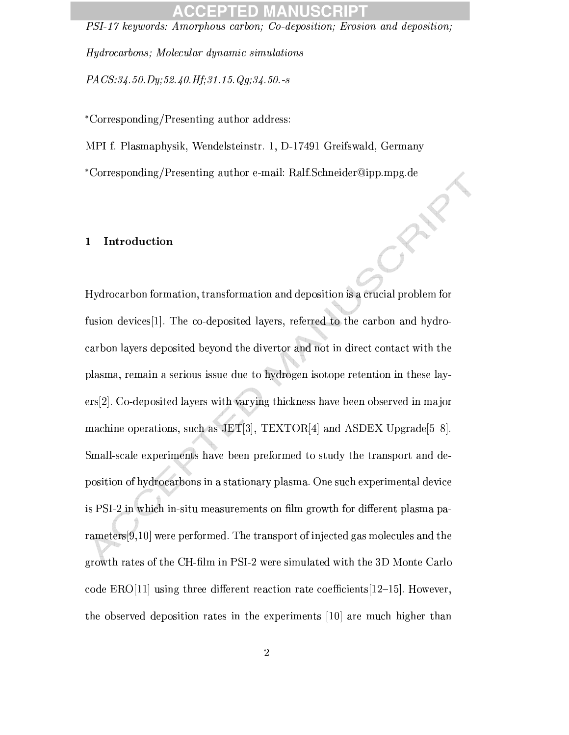*PSI-17 keywords: Amorphous carbon; Co-deposition; Erosion and deposition; Hydrocarbons; Molecular dynamic simulations*

*PACS:34.50.Dy;52.40.Hf;31.15.Qg;34.50.-s*

*Corresponding/Presenting author address:

MPI f. Plasmaphysik, Wendelsteinstr. 1, D-17491 Greifswald, Germany

*Corresponding/Presenting author e-mail: Ralf.Schneider@ipp.mpg.de

## 1 Introduction

Hydrocarbon formation, transformation and deposition is a crucial problem for fusion devices[1]. The co-deposited layers, referred to the carbon and hydrocarbon layers deposited beyond the divertor and not in direct contact with the plasma, remain a serious issue due to hydrogen isotope retention in these layers[2]. Co-deposited layers with varying thickness have been observed in major machine operations, such as JET[3], TEXTOR[4] and ASDEX Upgrade[5–8]. Small-scale experiments have been preformed to study the transport and deposition of hydrocarbons in a stationary plasma. One such experimental device is PSI-2 in which in-situ measurements on film growth for different plasma parameters[9,10] were performed. The transport of injected gas molecules and the growth rates of the CH-film in PSI-2 were simulated with the 3D Monte Carlo code ERO[11] using three different reaction rate coefficients[12–15]. However, the observed deposition rates in the experiments [10] are much higher than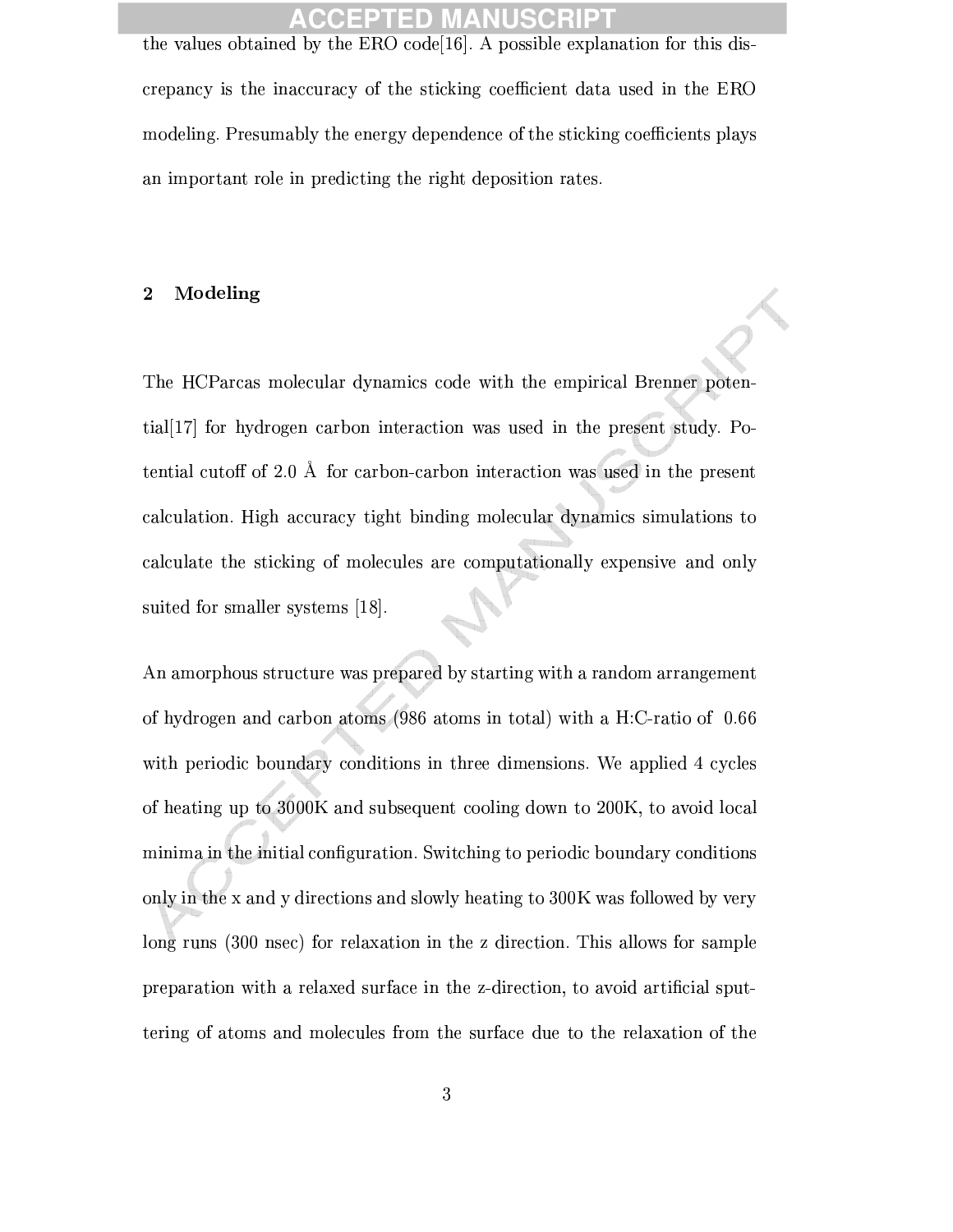the values obtained by the ERO code[16]. A possible explanation for this discrepancy is the inaccuracy of the sticking coefficient data used in the ERO modeling. Presumably the energy dependence of the sticking coefficients plays an important role in predicting the right deposition rates.

## 2 Modeling

The HCParcas molecular dynamics code with the empirical Brenner potential[17] for hydrogen carbon interaction was used in the present study. Potential cutoff of 2.0 Å for carbon-carbon interaction was used in the present calculation. High accuracy tight binding molecular dynamics simulations to calculate the sticking of molecules are computationally expensive and only suited for smaller systems [18].

An amorphous structure was prepared by starting with a random arrangement of hydrogen and carbon atoms (986 atoms in total) with a H:C-ratio of 0.66 with periodic boundary conditions in three dimensions. We applied 4 cycles of heating up to 3000K and subsequent cooling down to 200K, to avoid local minima in the initial configuration. Switching to periodic boundary conditions only in the x and y directions and slowly heating to 300K was followed by very long runs (300 nsec) for relaxation in the z direction. This allows for sample preparation with a relaxed surface in the z-direction, to avoid artificial sputtering of atoms and molecules from the surface due to the relaxation of the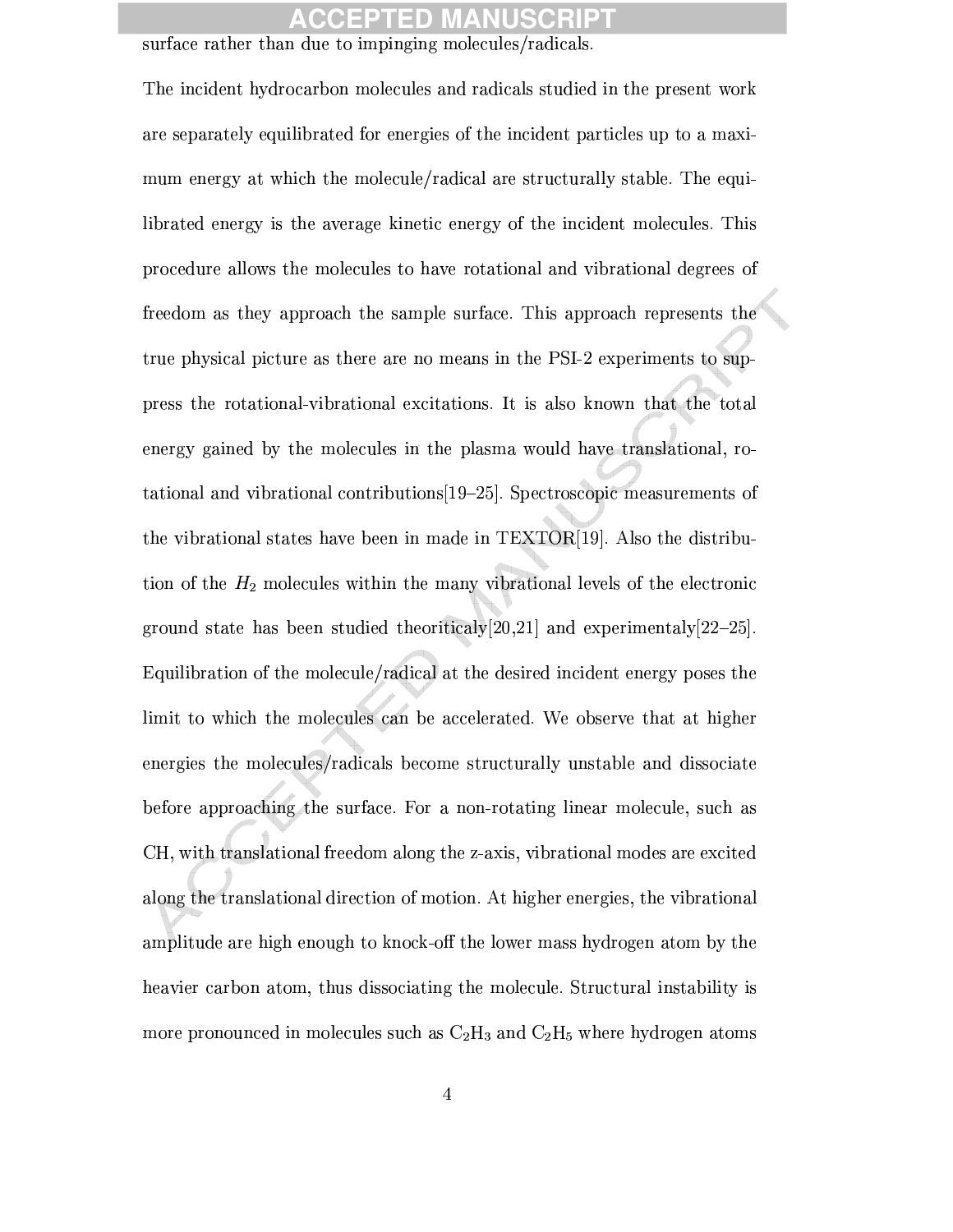surface rather than due to impinging molecules/radicals.

The incident hydrocarbon molecules and radicals studied in the present work are separately equilibrated for energies of the incident particles up to a maximum energy at which the molecule/radical are structurally stable. The equilibrated energy is the average kinetic energy of the incident molecules. This procedure allows the molecules to have rotational and vibrational degrees of freedom as they approach the sample surface. This approach represents the true physical picture as there are no means in the PSI-2 experiments to suppress the rotational-vibrational excitations. It is also known that the total energy gained by the molecules in the plasma would have translational, rotational and vibrational contributions[19–25]. Spectroscopic measurements of the vibrational states have been in made in TEXTOR[19]. Also the distribution of the $H_2$ molecules within the many vibrational levels of the electronic ground state has been studied theoriticaly[20,21] and experimentaly[22–25]. Equilibration of the molecule/radical at the desired incident energy poses the limit to which the molecules can be accelerated. We observe that at higher energies the molecules/radicals become structurally unstable and dissociate before approaching the surface. For a non-rotating linear molecule, such as CH, with translational freedom along the z-axis, vibrational modes are excited along the translational direction of motion. At higher energies, the vibrational amplitude are high enough to knock-off the lower mass hydrogen atom by the heavier carbon atom, thus dissociating the molecule. Structural instability is more pronounced in molecules such as $C_2H_3$ and $C_2H_5$ where hydrogen atoms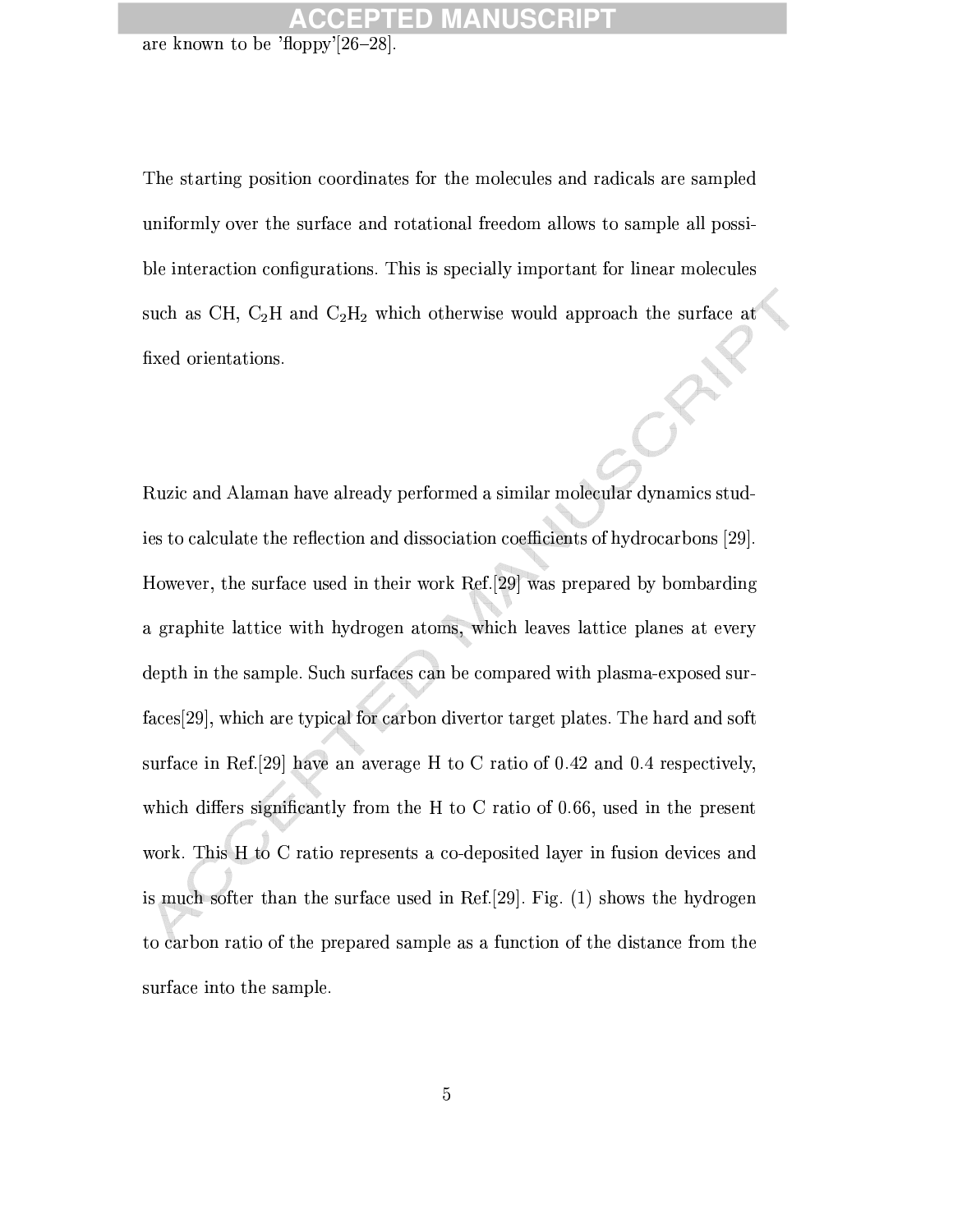are known to be 'floppy'[26–28].

The starting position coordinates for the molecules and radicals are sampled uniformly over the surface and rotational freedom allows to sample all possible interaction configurations. This is specially important for linear molecules such as CH, $C_2H$ and $C_2H_2$ which otherwise would approach the surface at fixed orientations.

Ruzic and Alaman have already performed a similar molecular dynamics studies to calculate the reflection and dissociation coefficients of hydrocarbons [29]. However, the surface used in their work Ref.[29] was prepared by bombarding a graphite lattice with hydrogen atoms, which leaves lattice planes at every depth in the sample. Such surfaces can be compared with plasma-exposed surfaces[29], which are typical for carbon divertor target plates. The hard and soft surface in Ref.[29] have an average H to C ratio of 0.42 and 0.4 respectively, which differs significantly from the H to C ratio of 0.66, used in the present work. This H to C ratio represents a co-deposited layer in fusion devices and is much softer than the surface used in Ref.[29]. Fig. (1) shows the hydrogen to carbon ratio of the prepared sample as a function of the distance from the surface into the sample.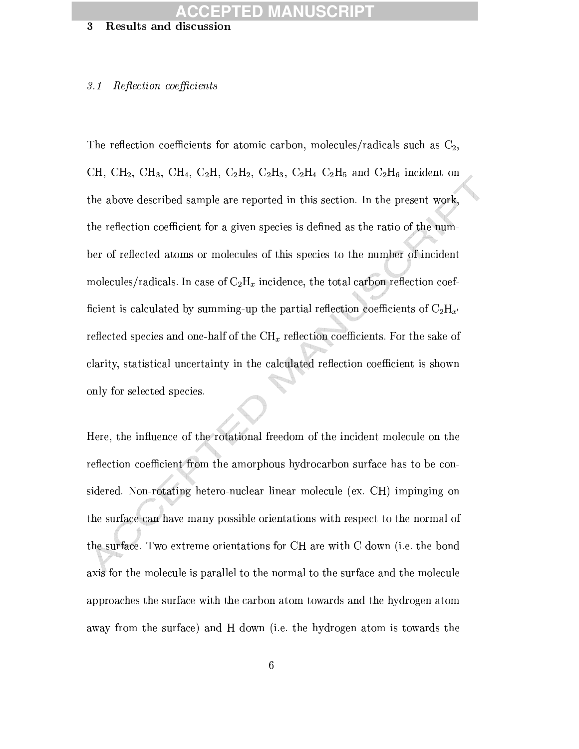## 3 Results and discussion

### *3.1 Reflection coefficients*

The reflection coefficients for atomic carbon, molecules/radicals such as $C_2$, CH, $CH_2$, $CH_3$, $CH_4$, $C_2H$, $C_2H_2$, $C_2H_3$, $C_2H_4$ $C_2H_5$ and $C_2H_6$ incident on the above described sample are reported in this section. In the present work, the reflection coefficient for a given species is defined as the ratio of the number of reflected atoms or molecules of this species to the number of incident molecules/radicals. In case of $C_2H_x$ incidence, the total carbon reflection coefficient is calculated by summing-up the partial reflection coefficients of $C_2H_{x'}$ reflected species and one-half of the $CH_x$ reflection coefficients. For the sake of clarity, statistical uncertainty in the calculated reflection coefficient is shown only for selected species.

Here, the influence of the rotational freedom of the incident molecule on the reflection coefficient from the amorphous hydrocarbon surface has to be considered. Non-rotating hetero-nuclear linear molecule (ex. CH) impinging on the surface can have many possible orientations with respect to the normal of the surface. Two extreme orientations for CH are with C down (i.e. the bond axis for the molecule is parallel to the normal to the surface and the molecule approaches the surface with the carbon atom towards and the hydrogen atom away from the surface) and H down (i.e. the hydrogen atom is towards the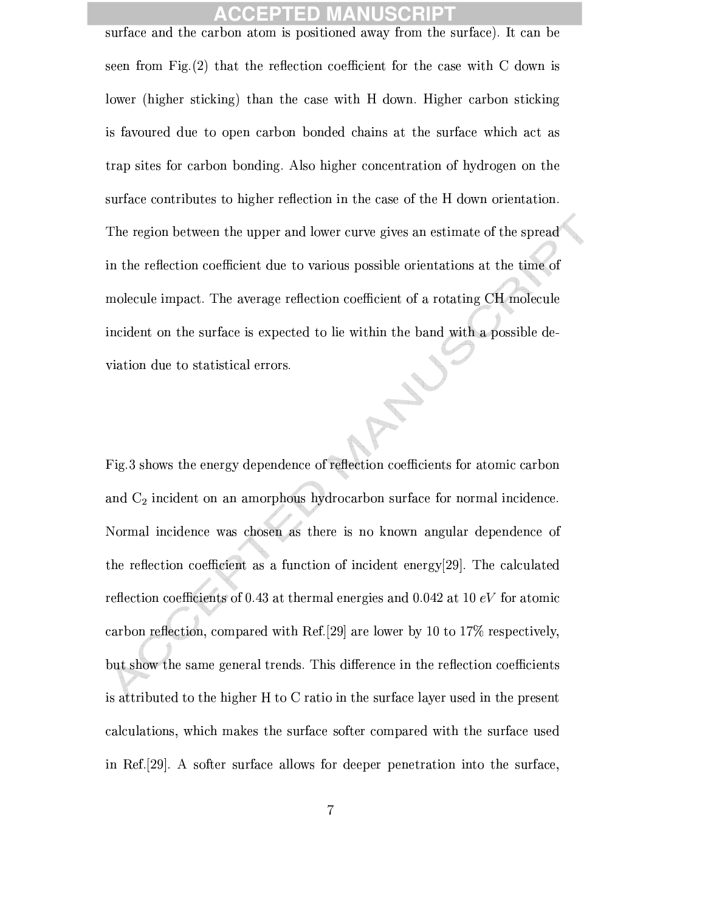surface and the carbon atom is positioned away from the surface). It can be seen from Fig.(2) that the reflection coefficient for the case with C down is lower (higher sticking) than the case with H down. Higher carbon sticking is favoured due to open carbon bonded chains at the surface which act as trap sites for carbon bonding. Also higher concentration of hydrogen on the surface contributes to higher reflection in the case of the H down orientation. The region between the upper and lower curve gives an estimate of the spread in the reflection coefficient due to various possible orientations at the time of molecule impact. The average reflection coefficient of a rotating CH molecule incident on the surface is expected to lie within the band with a possible deviation due to statistical errors.

Fig.3 shows the energy dependence of reflection coefficients for atomic carbon and $C_2$ incident on an amorphous hydrocarbon surface for normal incidence. Normal incidence was chosen as there is no known angular dependence of the reflection coefficient as a function of incident energy[29]. The calculated reflection coefficients of 0.43 at thermal energies and 0.042 at 10 $eV$ for atomic carbon reflection, compared with Ref.[29] are lower by 10 to 17% respectively, but show the same general trends. This difference in the reflection coefficients is attributed to the higher H to C ratio in the surface layer used in the present calculations, which makes the surface softer compared with the surface used in Ref.[29]. A softer surface allows for deeper penetration into the surface,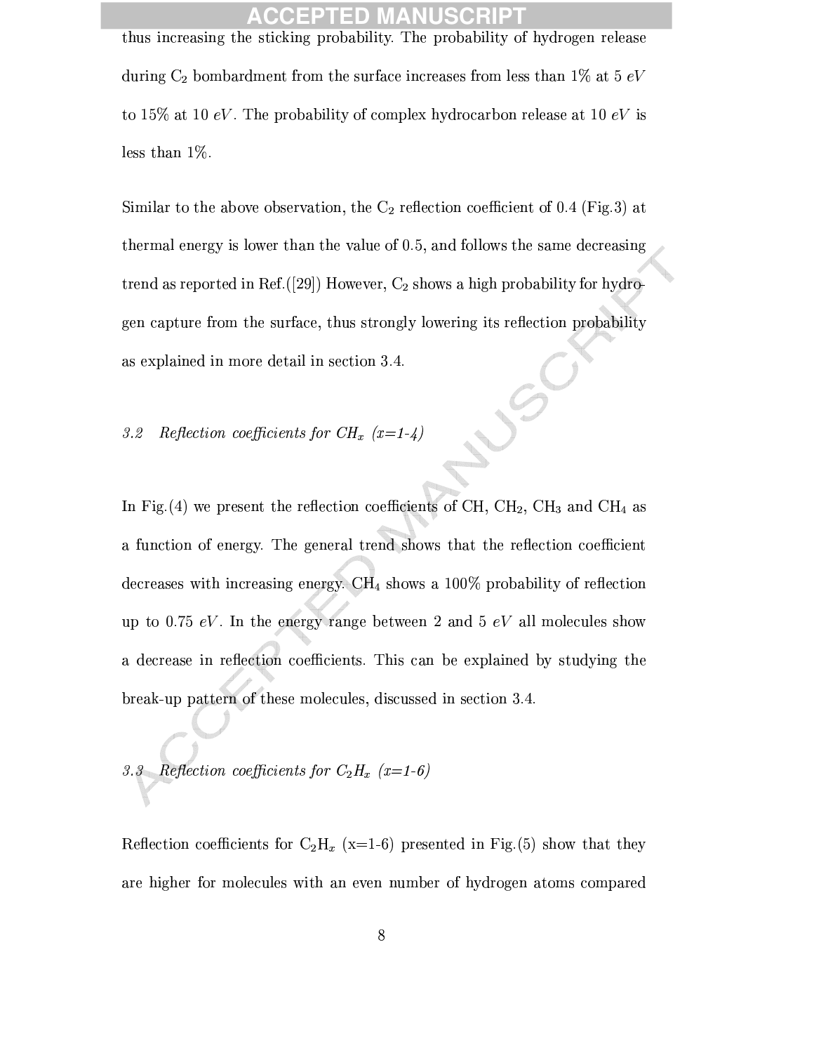thus increasing the sticking probability. The probability of hydrogen release during $C_2$ bombardment from the surface increases from less than 1% at 5 $eV$ to 15% at 10 $eV$. The probability of complex hydrocarbon release at 10 $eV$ is less than 1%.

Similar to the above observation, the $C_2$ reflection coefficient of 0.4 (Fig.3) at thermal energy is lower than the value of 0.5, and follows the same decreasing trend as reported in Ref.([29]) However, $C_2$ shows a high probability for hydrogen capture from the surface, thus strongly lowering its reflection probability as explained in more detail in section 3.4.

### *3.2 Reflection coefficients for $CH_x$ (x=1-4)*

In Fig.(4) we present the reflection coefficients of CH, $CH_2$, $CH_3$ and $CH_4$ as a function of energy. The general trend shows that the reflection coefficient decreases with increasing energy. $CH_4$ shows a 100% probability of reflection up to 0.75 $eV$. In the energy range between 2 and 5 $eV$ all molecules show a decrease in reflection coefficients. This can be explained by studying the break-up pattern of these molecules, discussed in section 3.4.

### *3.3 Reflection coefficients for $C_2H_x$ (x=1-6)*

Reflection coefficients for $C_2H_x$ (x=1-6) presented in Fig.(5) show that they are higher for molecules with an even number of hydrogen atoms compared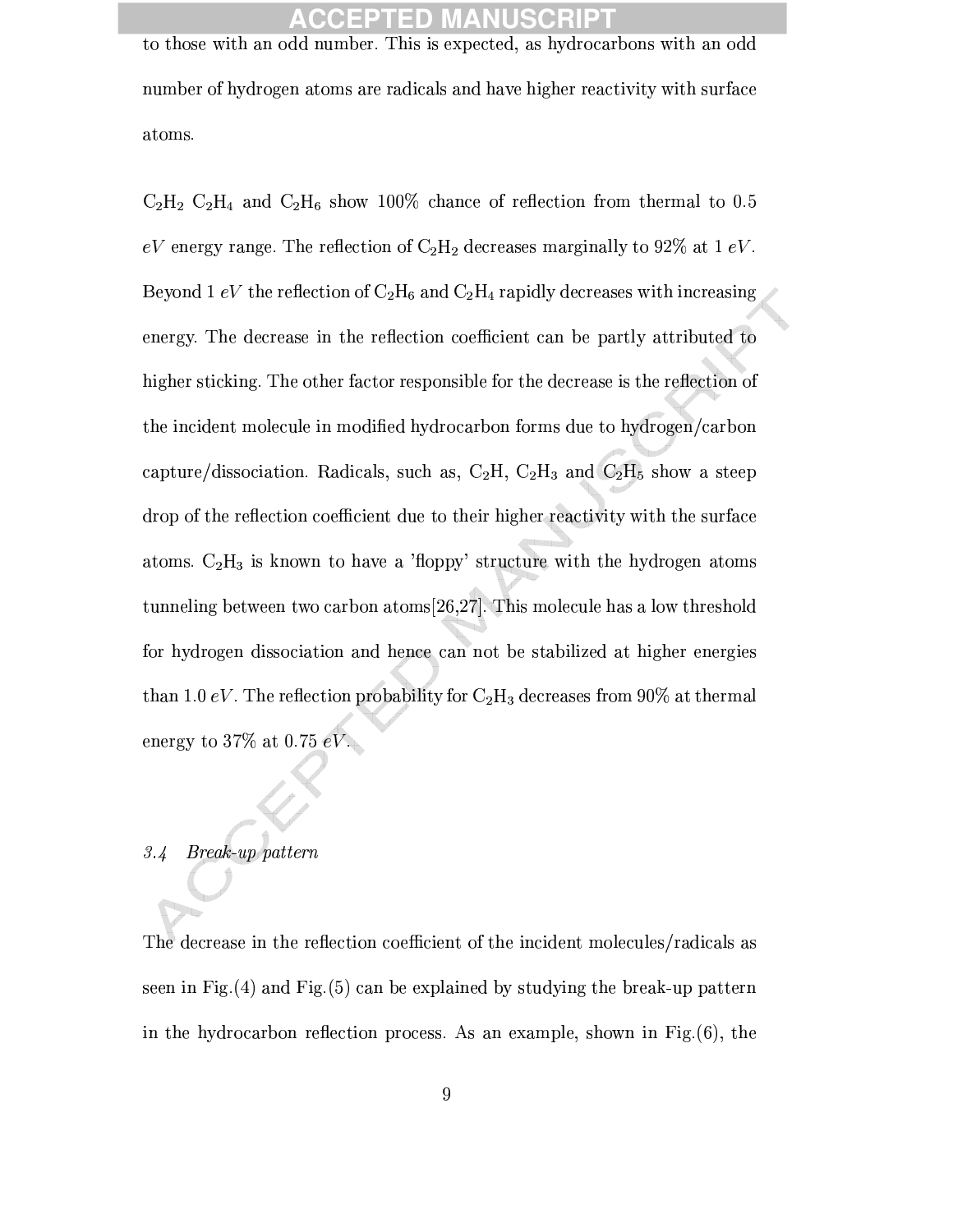to those with an odd number. This is expected, as hydrocarbons with an odd number of hydrogen atoms are radicals and have higher reactivity with surface atoms.

$C_2H_2$ $C_2H_4$ and $C_2H_6$ show 100% chance of reflection from thermal to 0.5 $eV$ energy range. The reflection of $C_2H_2$ decreases marginally to 92% at 1 $eV$. Beyond 1 $eV$ the reflection of $C_2H_6$ and $C_2H_4$ rapidly decreases with increasing energy. The decrease in the reflection coefficient can be partly attributed to higher sticking. The other factor responsible for the decrease is the reflection of the incident molecule in modified hydrocarbon forms due to hydrogen/carbon capture/dissociation. Radicals, such as, $C_2H$, $C_2H_3$ and $C_2H_5$ show a steep drop of the reflection coefficient due to their higher reactivity with the surface atoms. $C_2H_3$ is known to have a 'floppy' structure with the hydrogen atoms tunneling between two carbon atoms[26,27]. This molecule has a low threshold for hydrogen dissociation and hence can not be stabilized at higher energies than 1.0 $eV$. The reflection probability for $C_2H_3$ decreases from 90% at thermal energy to 37% at 0.75 $eV$.

### *3.4 Break-up pattern*

The decrease in the reflection coefficient of the incident molecules/radicals as seen in Fig.(4) and Fig.(5) can be explained by studying the break-up pattern in the hydrocarbon reflection process. As an example, shown in Fig.(6), the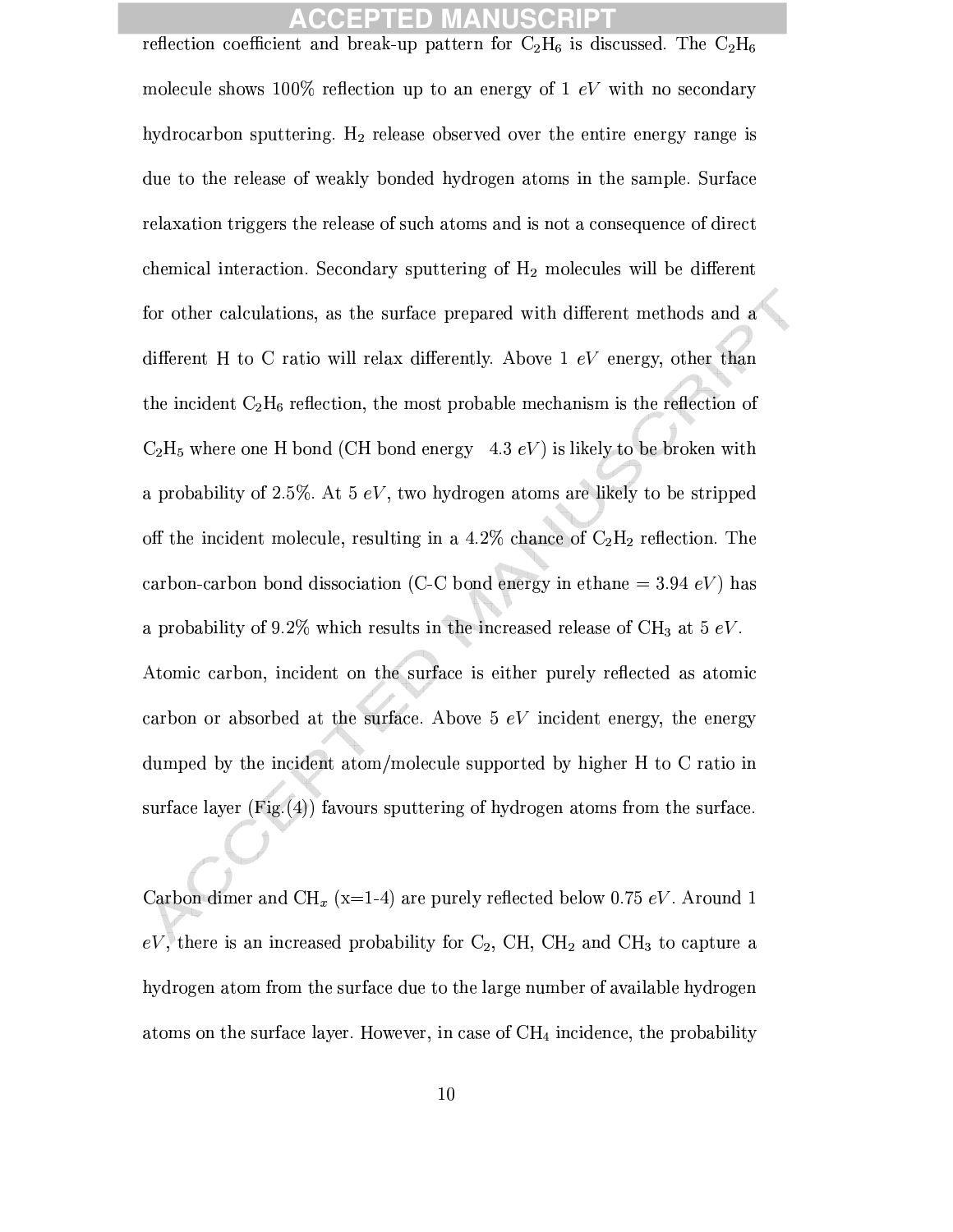reflection coefficient and break-up pattern for $C_2H_6$ is discussed. The $C_2H_6$ molecule shows 100% reflection up to an energy of 1 $eV$ with no secondary hydrocarbon sputtering. $H_2$ release observed over the entire energy range is due to the release of weakly bonded hydrogen atoms in the sample. Surface relaxation triggers the release of such atoms and is not a consequence of direct chemical interaction. Secondary sputtering of $H_2$ molecules will be different for other calculations, as the surface prepared with different methods and a different H to C ratio will relax differently. Above 1 $eV$ energy, other than the incident $C_2H_6$ reflection, the most probable mechanism is the reflection of $C_2H_5$ where one H bond (CH bond energy ~ 4.3 $eV$) is likely to be broken with a probability of 2.5%. At 5 $eV$, two hydrogen atoms are likely to be stripped off the incident molecule, resulting in a 4.2% chance of $C_2H_2$ reflection. The carbon-carbon bond dissociation (C-C bond energy in ethane = 3.94 $eV$) has a probability of 9.2% which results in the increased release of $CH_3$ at 5 $eV$. Atomic carbon, incident on the surface is either purely reflected as atomic carbon or absorbed at the surface. Above 5 $eV$ incident energy, the energy dumped by the incident atom/molecule supported by higher H to C ratio in surface layer (Fig.(4)) favours sputtering of hydrogen atoms from the surface.

Carbon dimer and $CH_x$ (x=1-4) are purely reflected below 0.75 $eV$. Around 1 $eV$, there is an increased probability for $C_2$, CH, $CH_2$ and $CH_3$ to capture a hydrogen atom from the surface due to the large number of available hydrogen atoms on the surface layer. However, in case of $CH_4$ incidence, the probability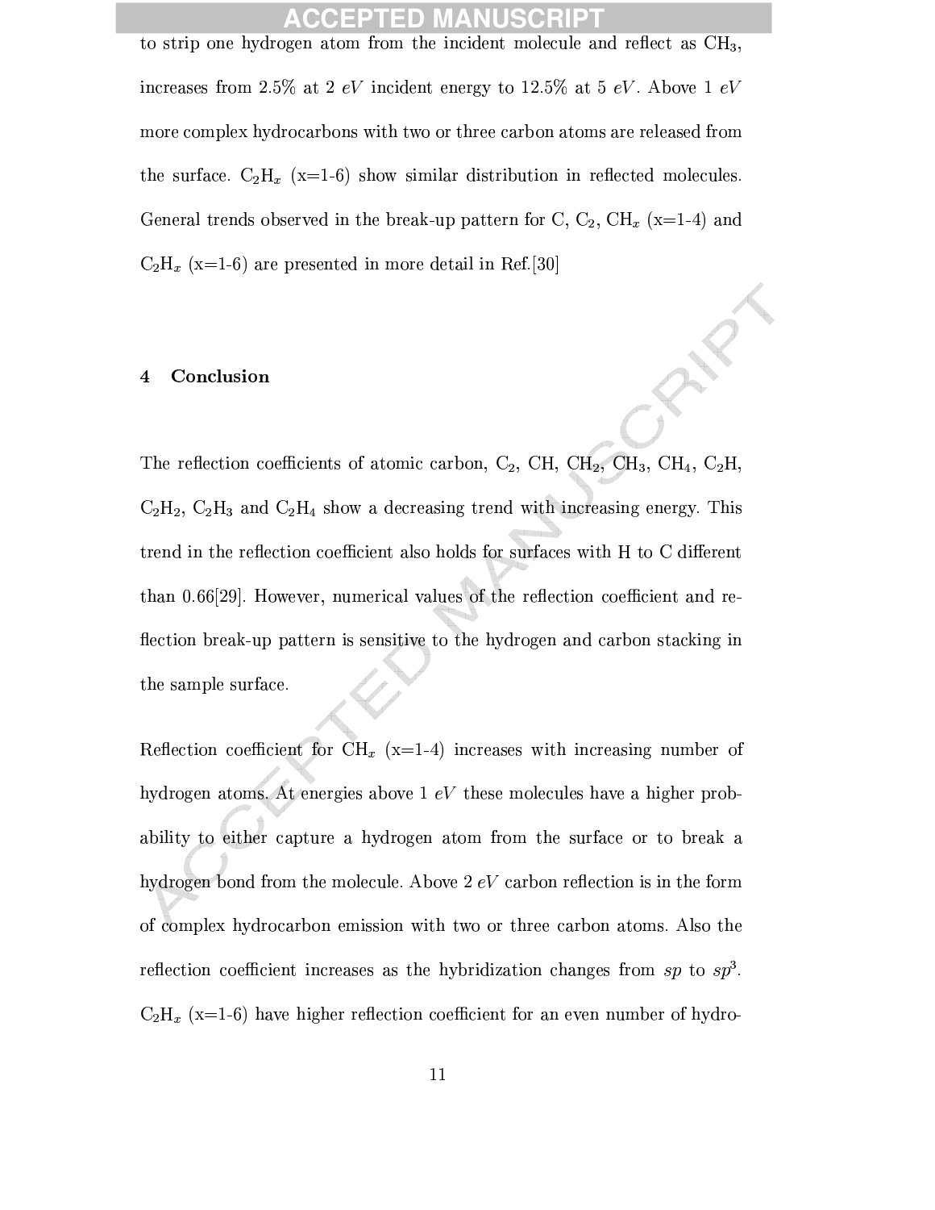to strip one hydrogen atom from the incident molecule and reflect as $CH_3$, increases from 2.5% at 2 $eV$ incident energy to 12.5% at 5 $eV$. Above 1 $eV$ more complex hydrocarbons with two or three carbon atoms are released from the surface. $C_2H_x$ (x=1-6) show similar distribution in reflected molecules. General trends observed in the break-up pattern for C, $C_2$, $CH_x$ (x=1-4) and $C_2H_x$ (x=1-6) are presented in more detail in Ref.[30]

## 4 Conclusion

The reflection coefficients of atomic carbon, $C_2$, CH, $CH_2$, $CH_3$, $CH_4$, $C_2H$, $C_2H_2$, $C_2H_3$ and $C_2H_4$ show a decreasing trend with increasing energy. This trend in the reflection coefficient also holds for surfaces with H to C different than 0.66[29]. However, numerical values of the reflection coefficient and reflection break-up pattern is sensitive to the hydrogen and carbon stacking in the sample surface.

Reflection coefficient for $CH_x$ (x=1-4) increases with increasing number of hydrogen atoms. At energies above 1 $eV$ these molecules have a higher probability to either capture a hydrogen atom from the surface or to break a hydrogen bond from the molecule. Above 2 $eV$ carbon reflection is in the form of complex hydrocarbon emission with two or three carbon atoms. Also the reflection coefficient increases as the hybridization changes from $sp$ to $sp^3$. $C_2H_x$ (x=1-6) have higher reflection coefficient for an even number of hydro-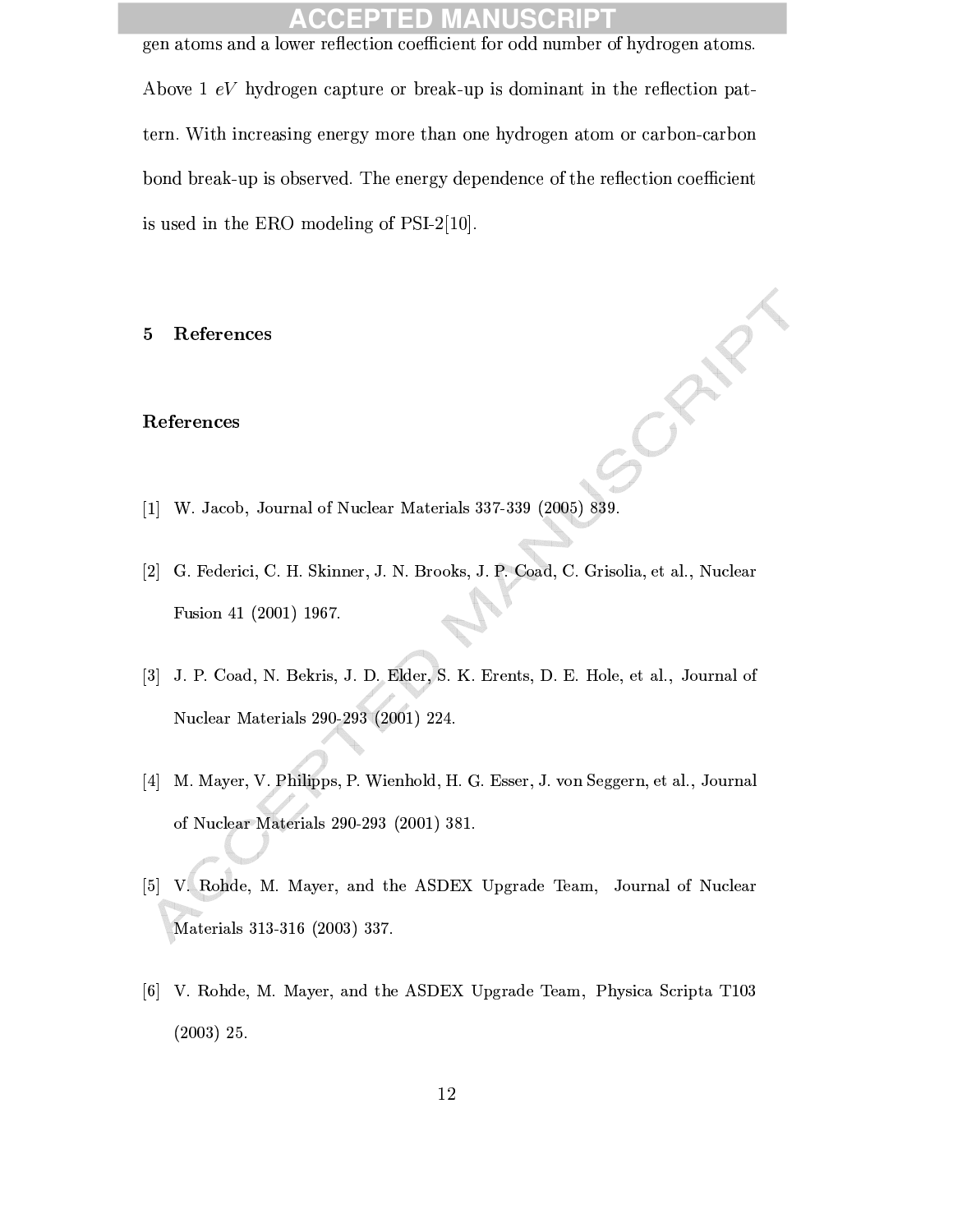gen atoms and a lower reflection coefficient for odd number of hydrogen atoms. Above 1 $eV$ hydrogen capture or break-up is dominant in the reflection pattern. With increasing energy more than one hydrogen atom or carbon-carbon bond break-up is observed. The energy dependence of the reflection coefficient is used in the ERO modeling of PSI-2[10].

## 5 References

### References

[1] W. Jacob, Journal of Nuclear Materials 337-339 (2005) 839.

[2] G. Federici, C. H. Skinner, J. N. Brooks, J. P. Coad, C. Grisolia, et al., Nuclear Fusion 41 (2001) 1967.

[3] J. P. Coad, N. Bekris, J. D. Elder, S. K. Erents, D. E. Hole, et al., Journal of Nuclear Materials 290-293 (2001) 224.

[4] M. Mayer, V. Philipps, P. Wienhold, H. G. Esser, J. von Seggern, et al., Journal of Nuclear Materials 290-293 (2001) 381.

[5] V. Rohde, M. Mayer, and the ASDEX Upgrade Team, Journal of Nuclear Materials 313-316 (2003) 337.

[6] V. Rohde, M. Mayer, and the ASDEX Upgrade Team, Physica Scripta T103 (2003) 25.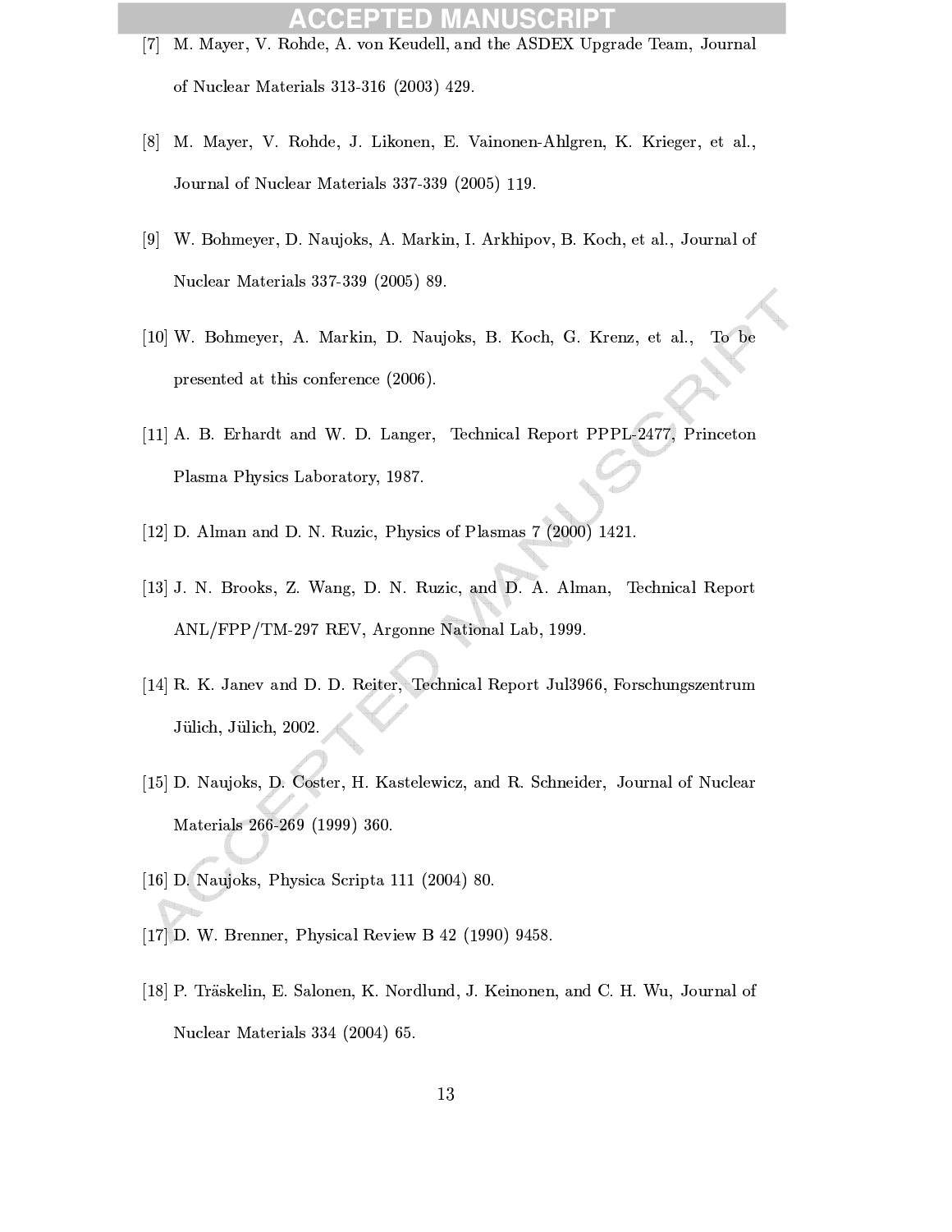[7] M. Mayer, V. Rohde, A. von Keudell, and the ASDEX Upgrade Team, Journal of Nuclear Materials 313-316 (2003) 429.

[8] M. Mayer, V. Rohde, J. Likonen, E. Vainonen-Ahlgren, K. Krieger, et al., Journal of Nuclear Materials 337-339 (2005) 119.

[9] W. Bohmeyer, D. Naujoks, A. Markin, I. Arkhipov, B. Koch, et al., Journal of Nuclear Materials 337-339 (2005) 89.

[10] W. Bohmeyer, A. Markin, D. Naujoks, B. Koch, G. Krenz, et al., To be presented at this conference (2006).

[11] A. B. Erhardt and W. D. Langer, Technical Report PPPL-2477, Princeton Plasma Physics Laboratory, 1987.

[12] D. Alman and D. N. Ruzic, Physics of Plasmas 7 (2000) 1421.

[13] J. N. Brooks, Z. Wang, D. N. Ruzic, and D. A. Alman, Technical Report ANL/FPP/TM-297 REV, Argonne National Lab, 1999.

[14] R. K. Janev and D. D. Reiter, Technical Report Jul3966, Forschungszentrum Jülich, Jülich, 2002.

[15] D. Naujoks, D. Coster, H. Kastelewicz, and R. Schneider, Journal of Nuclear Materials 266-269 (1999) 360.

[16] D. Naujoks, Physica Scripta 111 (2004) 80.

[17] D. W. Brenner, Physical Review B 42 (1990) 9458.

[18] P. Träskelin, E. Salonen, K. Nordlund, J. Keinonen, and C. H. Wu, Journal of Nuclear Materials 334 (2004) 65.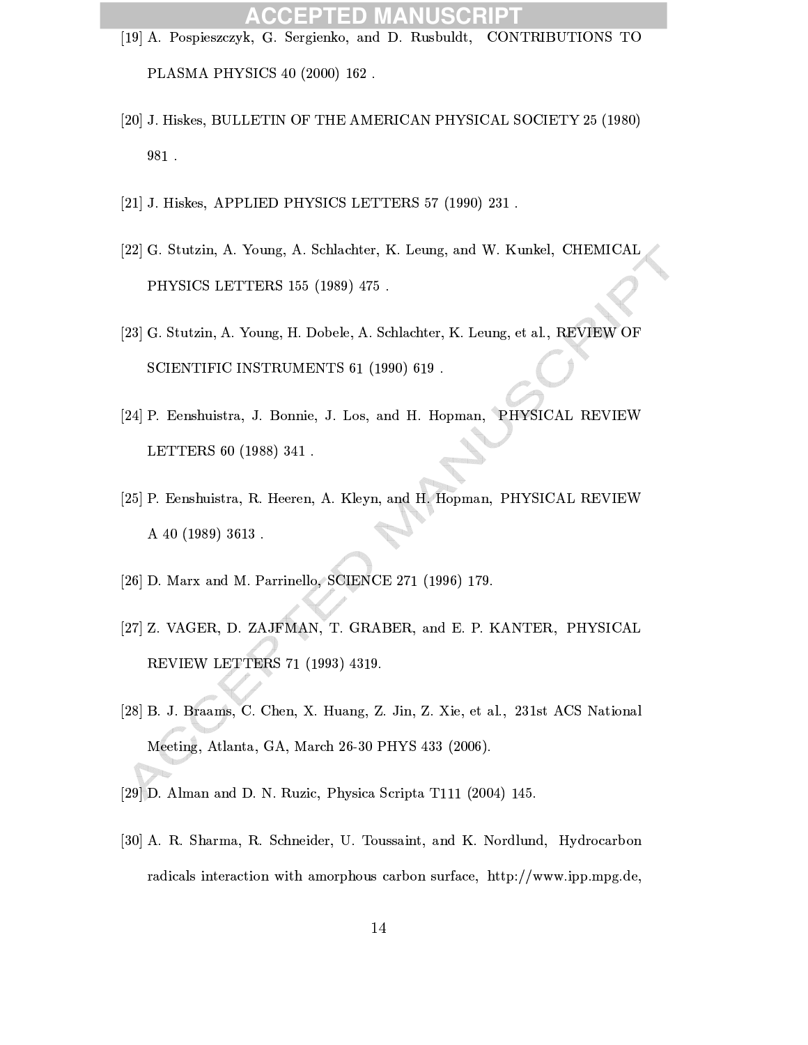[19] A. Pospieszczyk, G. Sergienko, and D. Rusbuldt, CONTRIBUTIONS TO PLASMA PHYSICS 40 (2000) 162 .

[20] J. Hiskes, BULLETIN OF THE AMERICAN PHYSICAL SOCIETY 25 (1980) 981 .

[21] J. Hiskes, APPLIED PHYSICS LETTERS 57 (1990) 231 .

[22] G. Stutzin, A. Young, A. Schlachter, K. Leung, and W. Kunkel, CHEMICAL PHYSICS LETTERS 155 (1989) 475 .

[23] G. Stutzin, A. Young, H. Dobele, A. Schlachter, K. Leung, et al., REVIEW OF SCIENTIFIC INSTRUMENTS 61 (1990) 619 .

[24] P. Eenshuistra, J. Bonnie, J. Los, and H. Hopman, PHYSICAL REVIEW LETTERS 60 (1988) 341 .

[25] P. Eenshuistra, R. Heeren, A. Kleyn, and H. Hopman, PHYSICAL REVIEW A 40 (1989) 3613 .

[26] D. Marx and M. Parrinello, SCIENCE 271 (1996) 179.

[27] Z. VAGER, D. ZAJFMAN, T. GRABER, and E. P. KANTER, PHYSICAL REVIEW LETTERS 71 (1993) 4319.

[28] B. J. Braams, C. Chen, X. Huang, Z. Jin, Z. Xie, et al., 231st ACS National Meeting, Atlanta, GA, March 26-30 PHYS 433 (2006).

[29] D. Alman and D. N. Ruzic, Physica Scripta T111 (2004) 145.

[30] A. R. Sharma, R. Schneider, U. Toussaint, and K. Nordlund, Hydrocarbon radicals interaction with amorphous carbon surface, http://www.ipp.mpg.de,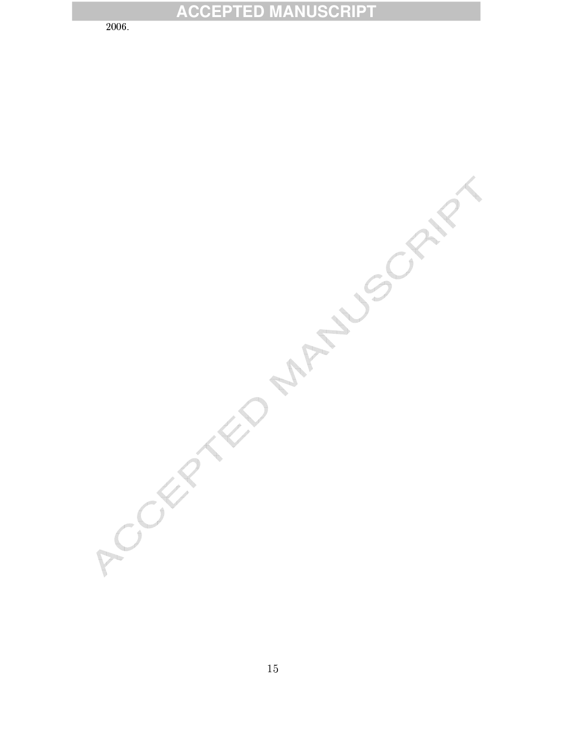2006.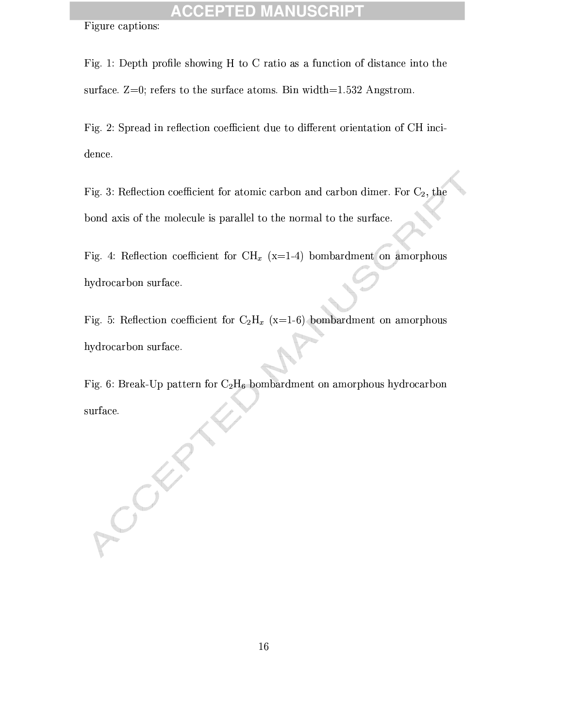Figure captions:

Fig. 1: Depth profile showing H to C ratio as a function of distance into the surface. Z=0; refers to the surface atoms. Bin width=1.532 Angstrom.

Fig. 2: Spread in reflection coefficient due to different orientation of CH incidence.

Fig. 3: Reflection coefficient for atomic carbon and carbon dimer. For $C_2$, the bond axis of the molecule is parallel to the normal to the surface.

Fig. 4: Reflection coefficient for $CH_x$ (x=1-4) bombardment on amorphous hydrocarbon surface.

Fig. 5: Reflection coefficient for $C_2H_x$ (x=1-6) bombardment on amorphous hydrocarbon surface.

Fig. 6: Break-Up pattern for $C_2H_6$ bombardment on amorphous hydrocarbon surface.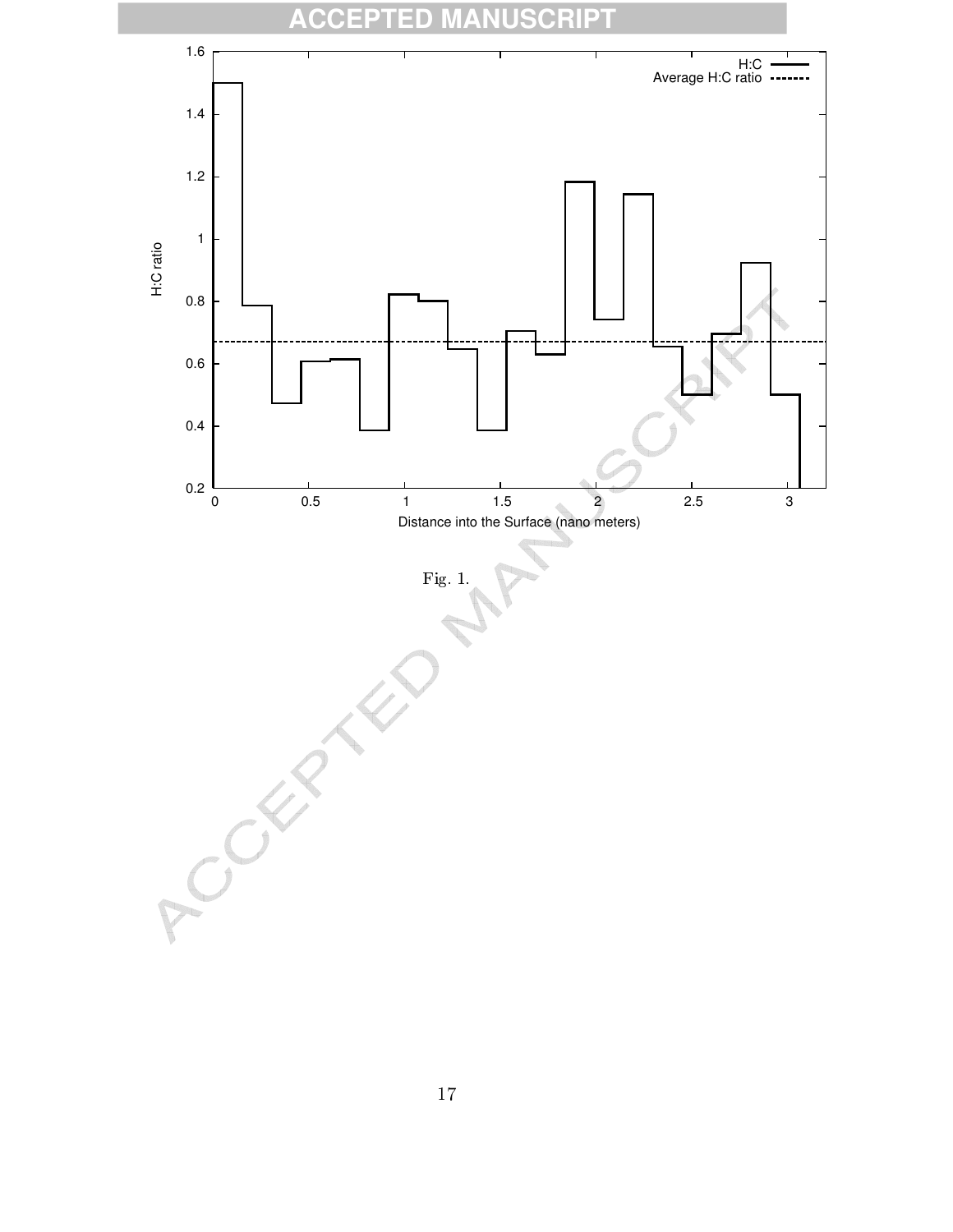Fig. 1.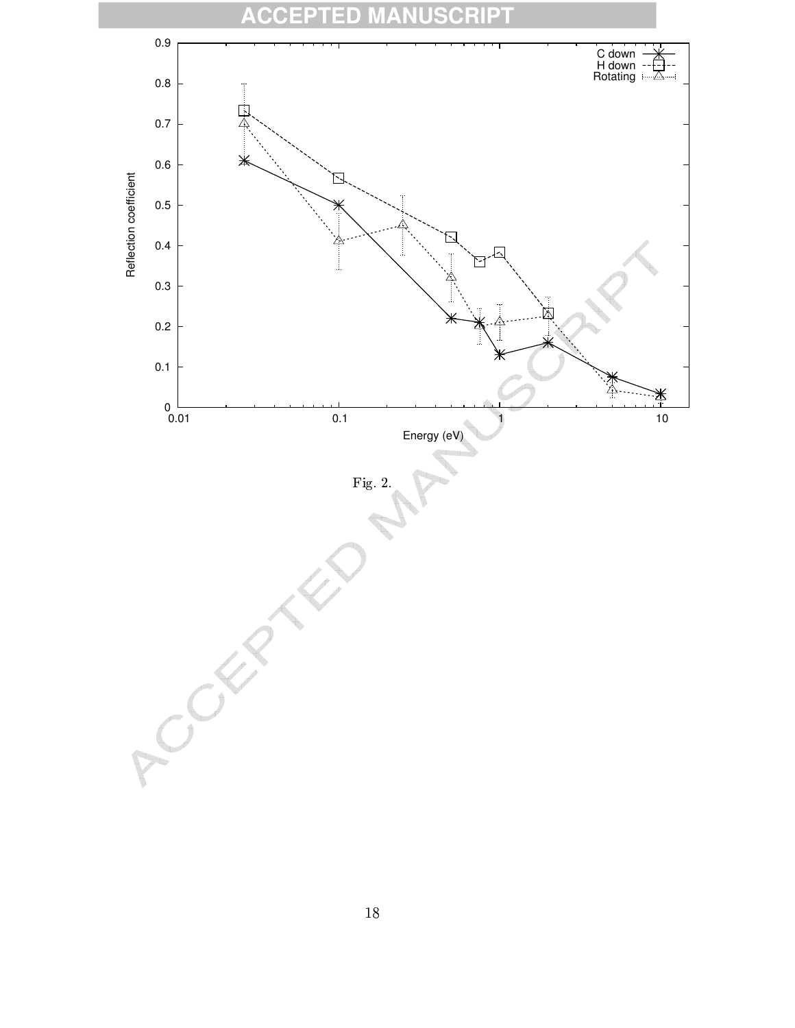Fig. 2.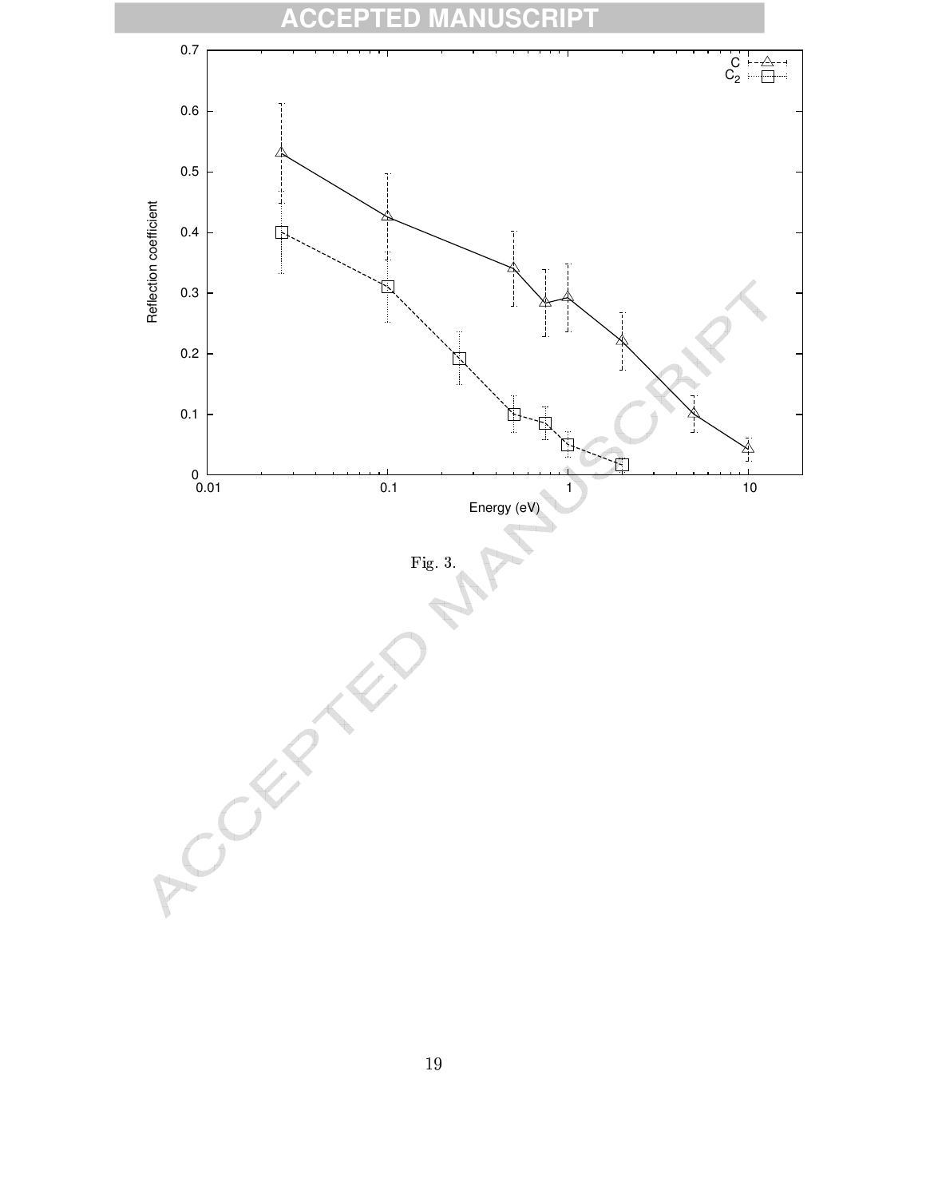Fig. 3.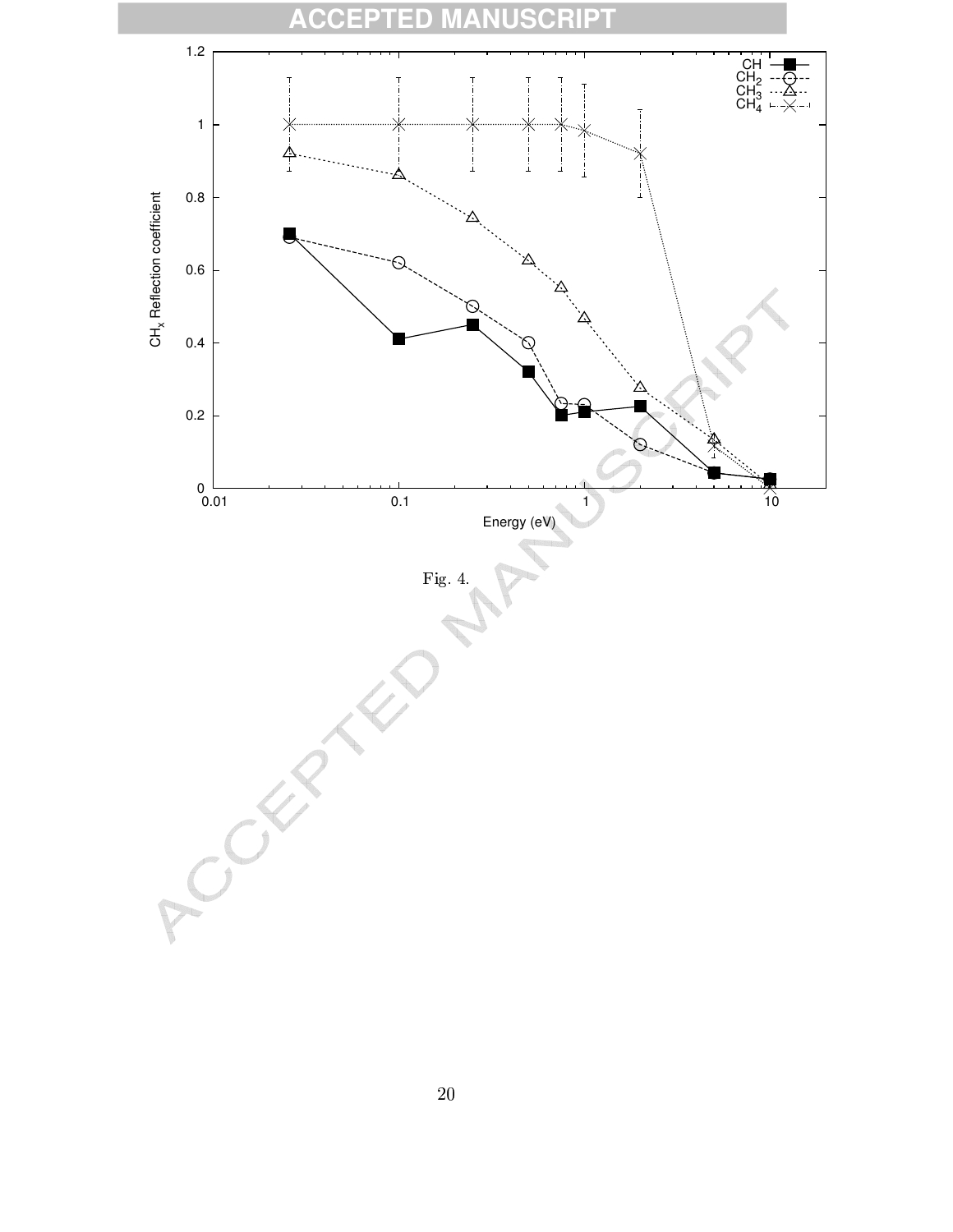Fig. 4.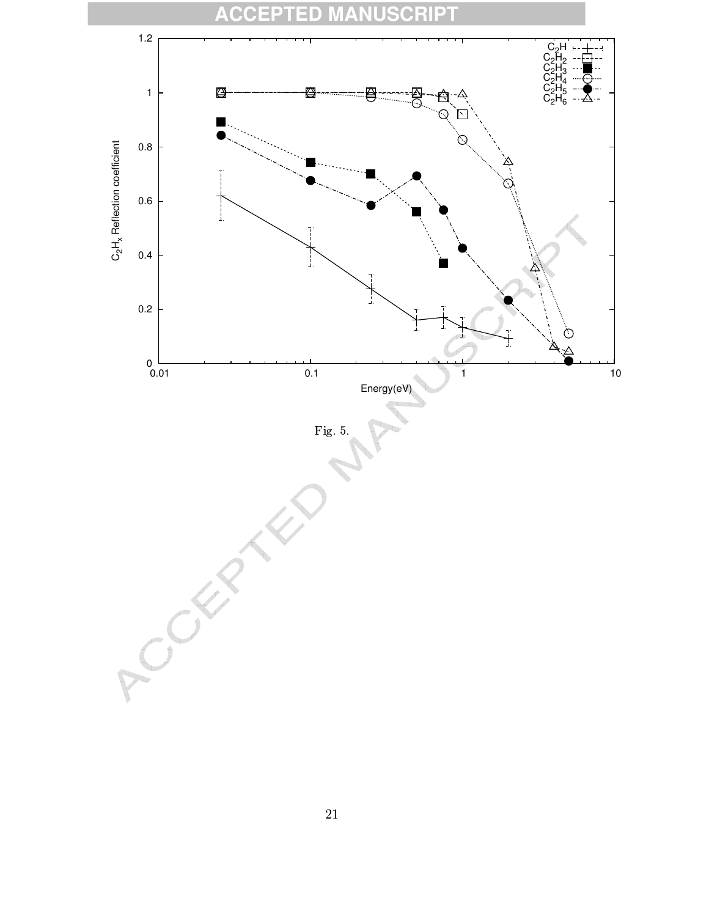Fig. 5.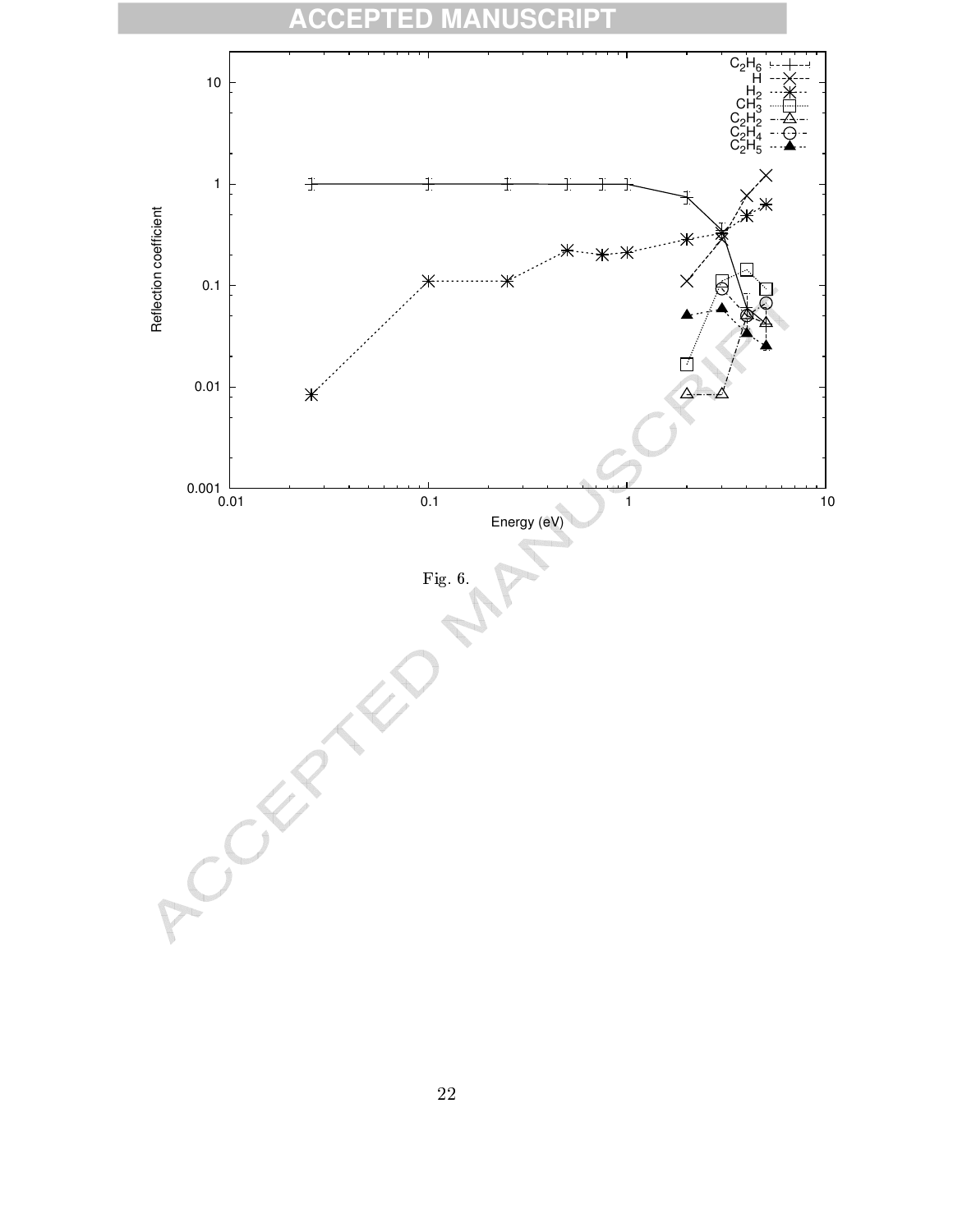Reflection coefficient

Energy (eV)

$C_2H_6$
H
$H_2$
$CH_3$
$C_2H_2$
$C_2H_4$
$C_2H_5$

10
1
0.1
0.01
0.001

0.01
0.1
1
10

Fig. 6.